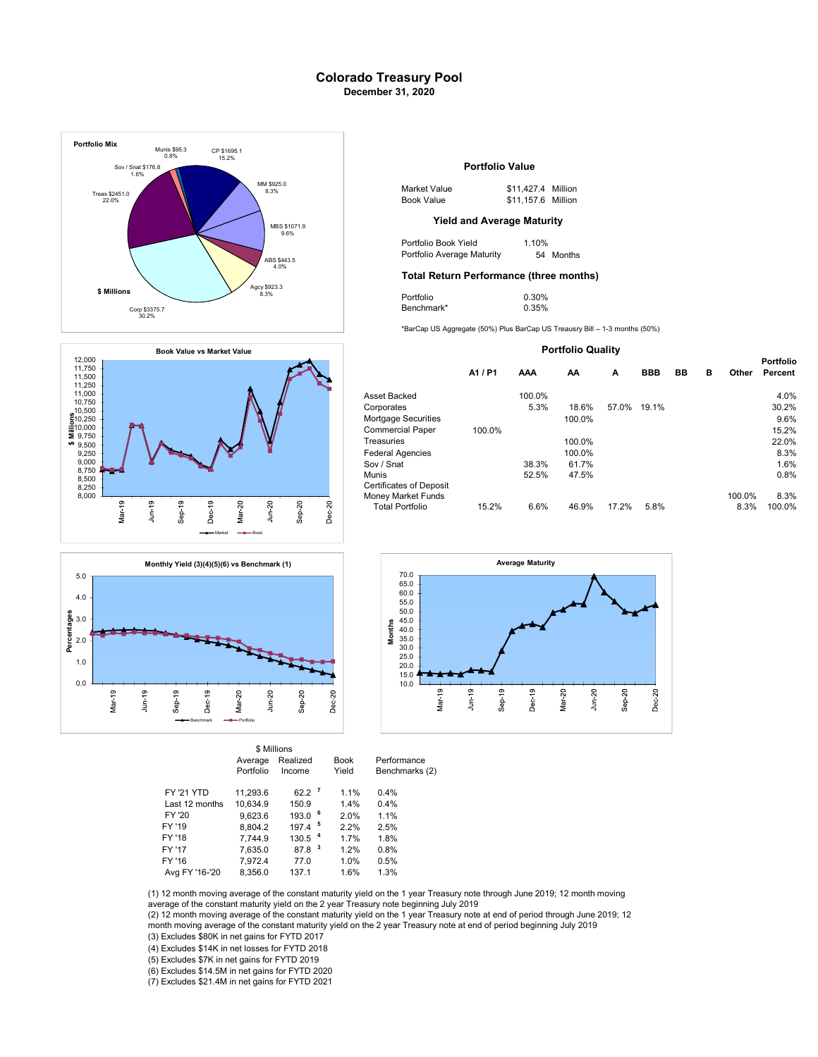# Colorado Treasury Pool

**December 31, 2020**

### Portfolio Mix

$ Millions

- Munis $95.3 0.8%
- CP $1695.1 15.2%
- Sov / Snat $176.8 1.6%
- MM $925.0 8.3%
- Treas $2451.0 22.0%
- MBS $1071.9 9.6%
- ABS $443.5 4.0%
- Agcy $923.3 8.3%
- Corp $3375.7 30.2%

### Portfolio Value

| | | |
|---|---|---|
| Market Value | $11,427.4 | Million |
| Book Value | $11,157.6 | Million |

### Yield and Average Maturity

| | | |
|---|---|---|
| Portfolio Book Yield | 1.10% | |
| Portfolio Average Maturity | 54 | Months |

### Total Return Performance (three months)

| | |
|---|---|
| Portfolio | 0.30% |
| Benchmark* | 0.35% |

*BarCap US Aggregate (50%) Plus BarCap US Treasury Bill – 1-3 months (50%)

### Portfolio Quality

| | A1 / P1 | AAA | AA | A | BBB | BB | B | Other | Portfolio Percent |
|---|---|---|---|---|---|---|---|---|---|
| Asset Backed | | 100.0% | | | | | | | 4.0% |
| Corporates | | 5.3% | 18.6% | 57.0% | 19.1% | | | | 30.2% |
| Mortgage Securities | | | 100.0% | | | | | | 9.6% |
| Commercial Paper | 100.0% | | | | | | | | 15.2% |
| Treasuries | | | 100.0% | | | | | | 22.0% |
| Federal Agencies | | | 100.0% | | | | | | 8.3% |
| Sov / Snat | | 38.3% | 61.7% | | | | | | 1.6% |
| Munis | | 52.5% | 47.5% | | | | | | 0.8% |
| Certificates of Deposit | | | | | | | | | |
| Money Market Funds | | | | | | | | 100.0% | 8.3% |
| Total Portfolio | 15.2% | 6.6% | 46.9% | 17.2% | 5.8% | | | 8.3% | 100.0% |

### Book Value vs Market Value

$ Millions — Market, Book

### Monthly Yield (3)(4)(5)(6) vs Benchmark (1)

Percentages — Benchmark, Portfolio

### Average Maturity

Months

| | $ Millions Average Portfolio | Realized Income | Book Yield | Performance Benchmarks (2) |
|---|---|---|---|---|
| FY '21 YTD | 11,293.6 | 62.2 [7] | 1.1% | 0.4% |
| Last 12 months | 10,634.9 | 150.9 | 1.4% | 0.4% |
| FY '20 | 9,623.6 | 193.0 [6] | 2.0% | 1.1% |
| FY '19 | 8,804.2 | 197.4 [5] | 2.2% | 2.5% |
| FY '18 | 7,744.9 | 130.5 [4] | 1.7% | 1.8% |
| FY '17 | 7,635.0 | 87.8 [3] | 1.2% | 0.8% |
| FY '16 | 7,972.4 | 77.0 | 1.0% | 0.5% |
| Avg FY '16-'20 | 8,356.0 | 137.1 | 1.6% | 1.3% |

(1) 12 month moving average of the constant maturity yield on the 1 year Treasury note through June 2019; 12 month moving average of the constant maturity yield on the 2 year Treasury note beginning July 2019

(2) 12 month moving average of the constant maturity yield on the 1 year Treasury note at end of period through June 2019; 12 month moving average of the constant maturity yield on the 2 year Treasury note at end of period beginning July 2019

(3) Excludes $80K in net gains for FYTD 2017

(4) Excludes $14K in net losses for FYTD 2018

(5) Excludes $7K in net gains for FYTD 2019

(6) Excludes $14.5M in net gains for FYTD 2020

(7) Excludes $21.4M in net gains for FYTD 2021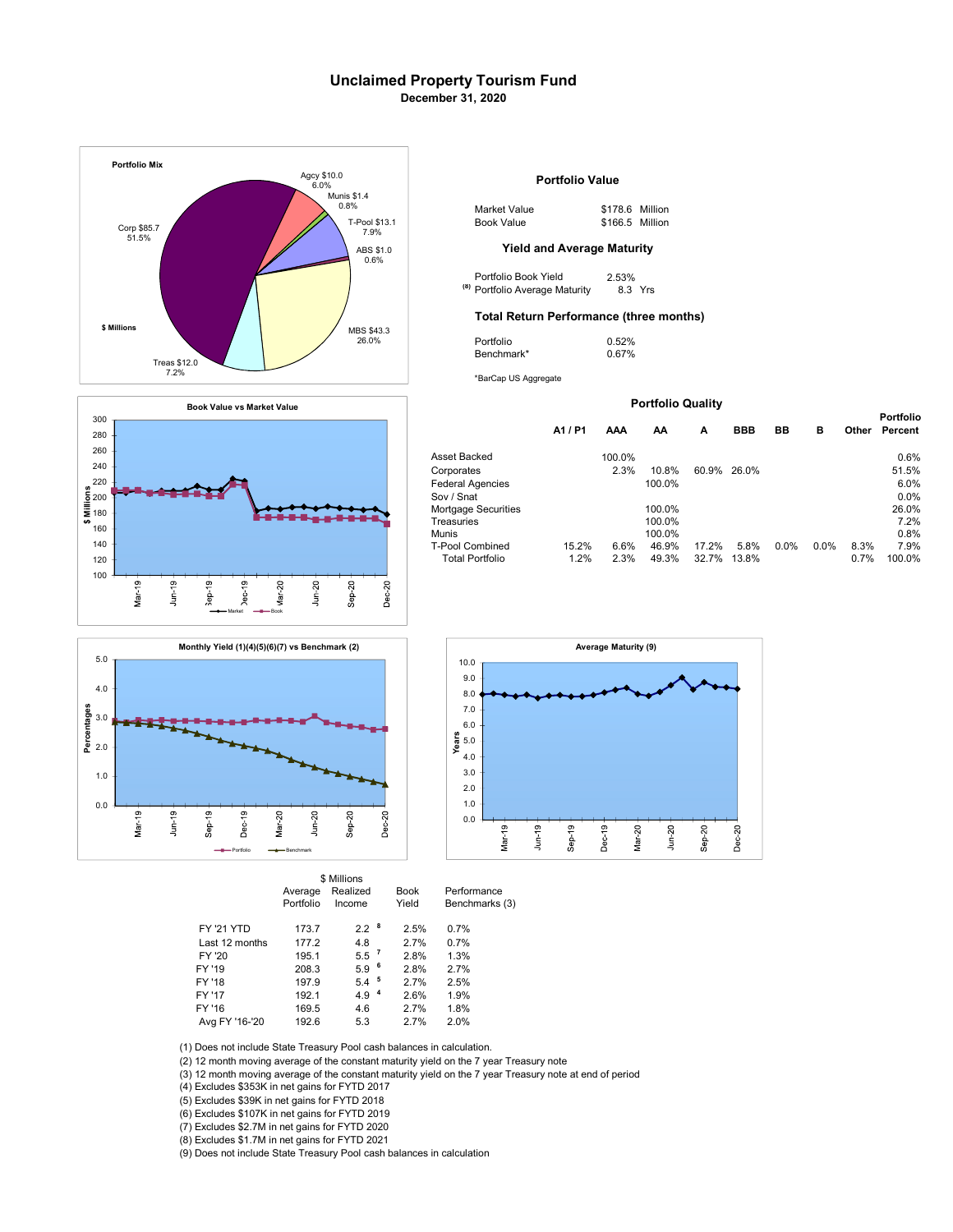# Unclaimed Property Tourism Fund

**December 31, 2020**

**Portfolio Mix**

$ Millions

Corp $85.7
51.5%

Agcy $10.0
6.0%

Munis $1.4
0.8%

T-Pool $13.1
7.9%

ABS $1.0
0.6%

MBS $43.3
26.0%

Treas $12.0
7.2%

### Portfolio Value

| | |
|---|---|
| Market Value | $178.6 Million |
| Book Value | $166.5 Million |

### Yield and Average Maturity

| | |
|---|---|
| Portfolio Book Yield | 2.53% |
| (9) Portfolio Average Maturity | 8.3 Yrs |

### Total Return Performance (three months)

| | |
|---|---|
| Portfolio | 0.52% |
| Benchmark* | 0.67% |

*BarCap US Aggregate

**Book Value vs Market Value**

300
280
260
240
220
200
180
160
140
120
100

$ Millions

Mar-19 Jun-19 Sep-19 Dec-19 Mar-20 Jun-20 Sep-20 Dec-20

Market Book

### Portfolio Quality

| | A1 / P1 | AAA | AA | A | BBB | BB | B | Other | Portfolio Percent |
|---|---|---|---|---|---|---|---|---|---|
| Asset Backed | | 100.0% | | | | | | | 0.6% |
| Corporates | | 2.3% | 10.8% | 60.9% | 26.0% | | | | 51.5% |
| Federal Agencies | | | 100.0% | | | | | | 6.0% |
| Sov / Snat | | | | | | | | | 0.0% |
| Mortgage Securities | | | 100.0% | | | | | | 26.0% |
| Treasuries | | | 100.0% | | | | | | 7.2% |
| Munis | | | 100.0% | | | | | | 0.8% |
| T-Pool Combined | 15.2% | 6.6% | 46.9% | 17.2% | 5.8% | 0.0% | 0.0% | 8.3% | 7.9% |
| Total Portfolio | 1.2% | 2.3% | 49.3% | 32.7% | 13.8% | | | 0.7% | 100.0% |

**Monthly Yield (1)(4)(5)(6)(7) vs Benchmark (2)**

5.0
4.0
3.0
2.0
1.0
0.0

Percentages

Mar-19 Jun-19 Sep-19 Dec-19 Mar-20 Jun-20 Sep-20 Dec-20

Portfolio Benchmark

**Average Maturity (9)**

10.0
9.0
8.0
7.0
6.0
5.0
4.0
3.0
2.0
1.0
0.0

Years

Mar-19 Jun-19 Sep-19 Dec-19 Mar-20 Jun-20 Sep-20 Dec-20

| | $ Millions Average Portfolio | Realized Income | Book Yield | Performance Benchmarks (3) |
|---|---|---|---|---|
| FY '21 YTD | 173.7 | 2.2 [8] | 2.5% | 0.7% |
| Last 12 months | 177.2 | 4.8 | 2.7% | 0.7% |
| FY '20 | 195.1 | 5.5 [7] | 2.8% | 1.3% |
| FY '19 | 208.3 | 5.9 [6] | 2.8% | 2.7% |
| FY '18 | 197.9 | 5.4 [5] | 2.7% | 2.5% |
| FY '17 | 192.1 | 4.9 [4] | 2.6% | 1.9% |
| FY '16 | 169.5 | 4.6 | 2.7% | 1.8% |
| Avg FY '16-'20 | 192.6 | 5.3 | 2.7% | 2.0% |

(1) Does not include State Treasury Pool cash balances in calculation.
(2) 12 month moving average of the constant maturity yield on the 7 year Treasury note
(3) 12 month moving average of the constant maturity yield on the 7 year Treasury note at end of period
(4) Excludes $353K in net gains for FYTD 2017
(5) Excludes $39K in net gains for FYTD 2018
(6) Excludes $107K in net gains for FYTD 2019
(7) Excludes $2.7M in net gains for FYTD 2020
(8) Excludes $1.7M in net gains for FYTD 2021
(9) Does not include State Treasury Pool cash balances in calculation